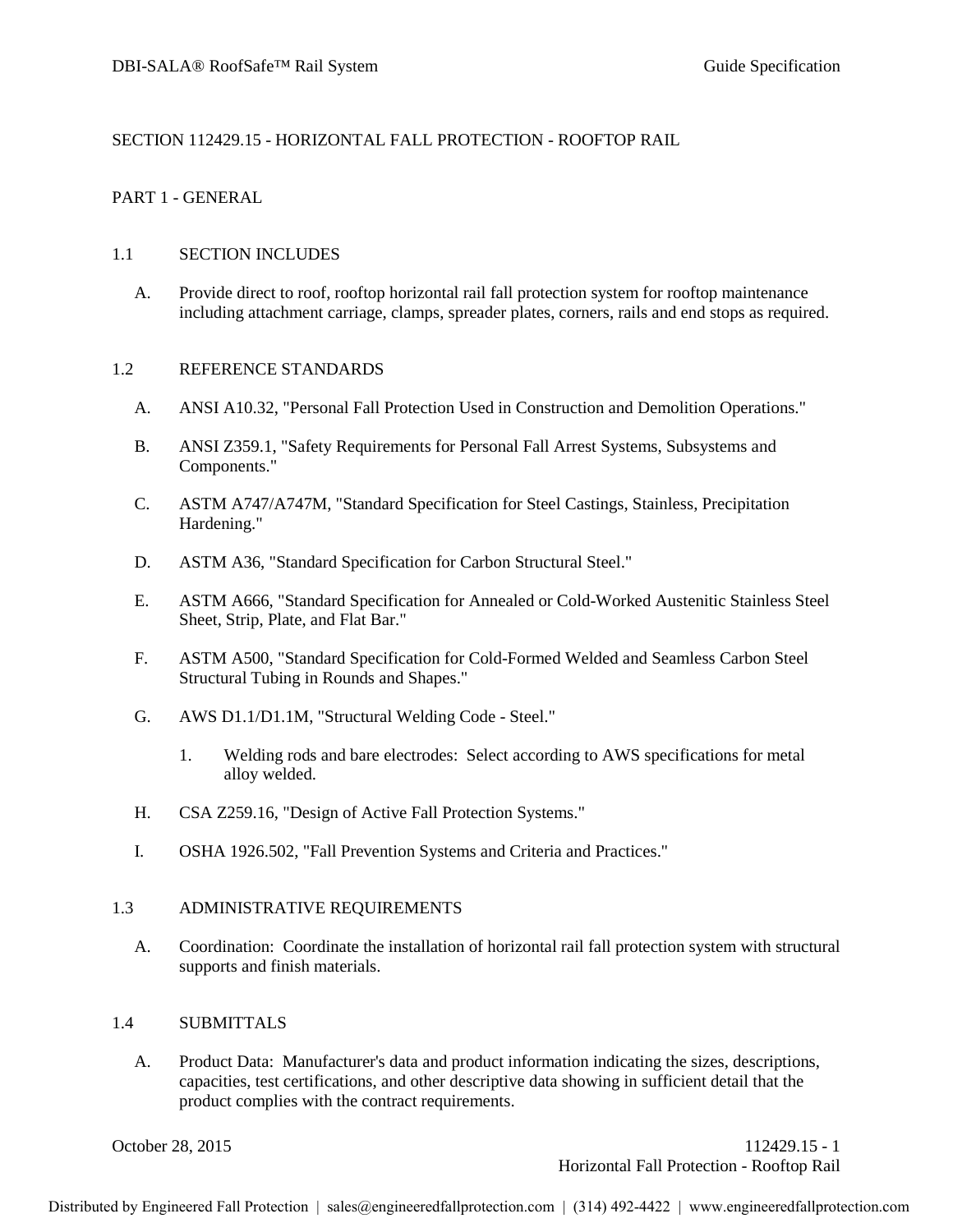# SECTION 112429.15 - HORIZONTAL FALL PROTECTION - ROOFTOP RAIL

## PART 1 - GENERAL

### 1.1 SECTION INCLUDES

A. Provide direct to roof, rooftop horizontal rail fall protection system for rooftop maintenance including attachment carriage, clamps, spreader plates, corners, rails and end stops as required.

### 1.2 REFERENCE STANDARDS

A. ANSI A10.32, "Personal Fall Protection Used in Construction and Demolition Operations."

B. ANSI Z359.1, "Safety Requirements for Personal Fall Arrest Systems, Subsystems and Components."

C. ASTM A747/A747M, "Standard Specification for Steel Castings, Stainless, Precipitation Hardening."

D. ASTM A36, "Standard Specification for Carbon Structural Steel."

E. ASTM A666, "Standard Specification for Annealed or Cold-Worked Austenitic Stainless Steel Sheet, Strip, Plate, and Flat Bar."

F. ASTM A500, "Standard Specification for Cold-Formed Welded and Seamless Carbon Steel Structural Tubing in Rounds and Shapes."

G. AWS D1.1/D1.1M, "Structural Welding Code - Steel."

1. Welding rods and bare electrodes: Select according to AWS specifications for metal alloy welded.

H. CSA Z259.16, "Design of Active Fall Protection Systems."

I. OSHA 1926.502, "Fall Prevention Systems and Criteria and Practices."

### 1.3 ADMINISTRATIVE REQUIREMENTS

A. Coordination: Coordinate the installation of horizontal rail fall protection system with structural supports and finish materials.

### 1.4 SUBMITTALS

A. Product Data: Manufacturer's data and product information indicating the sizes, descriptions, capacities, test certifications, and other descriptive data showing in sufficient detail that the product complies with the contract requirements.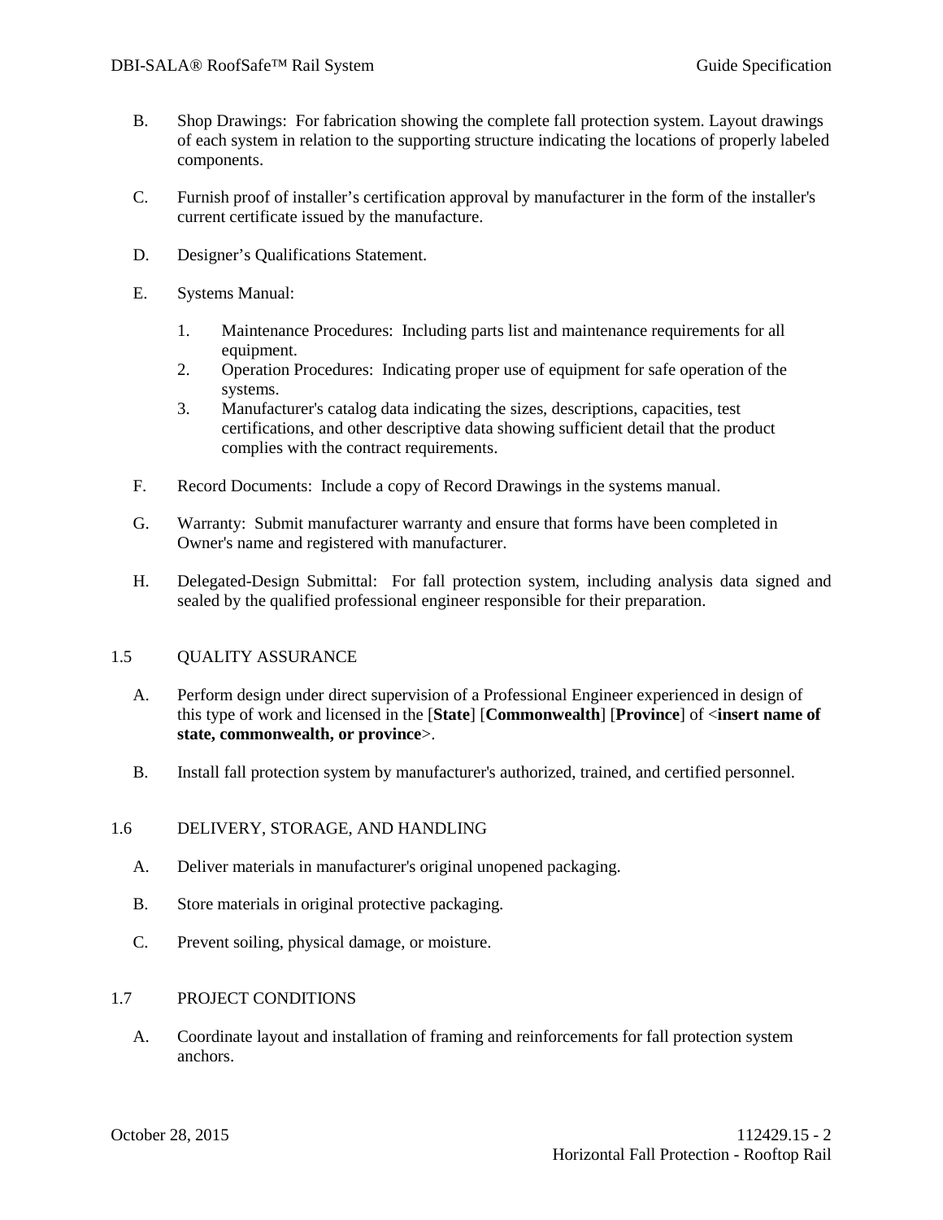B. Shop Drawings: For fabrication showing the complete fall protection system. Layout drawings of each system in relation to the supporting structure indicating the locations of properly labeled components.

C. Furnish proof of installer's certification approval by manufacturer in the form of the installer's current certificate issued by the manufacture.

D. Designer's Qualifications Statement.

E. Systems Manual:

1. Maintenance Procedures: Including parts list and maintenance requirements for all equipment.
2. Operation Procedures: Indicating proper use of equipment for safe operation of the systems.
3. Manufacturer's catalog data indicating the sizes, descriptions, capacities, test certifications, and other descriptive data showing sufficient detail that the product complies with the contract requirements.

F. Record Documents: Include a copy of Record Drawings in the systems manual.

G. Warranty: Submit manufacturer warranty and ensure that forms have been completed in Owner's name and registered with manufacturer.

H. Delegated-Design Submittal: For fall protection system, including analysis data signed and sealed by the qualified professional engineer responsible for their preparation.

## 1.5 QUALITY ASSURANCE

A. Perform design under direct supervision of a Professional Engineer experienced in design of this type of work and licensed in the [**State**] [**Commonwealth**] [**Province**] of <**insert name of state, commonwealth, or province**>.

B. Install fall protection system by manufacturer's authorized, trained, and certified personnel.

## 1.6 DELIVERY, STORAGE, AND HANDLING

A. Deliver materials in manufacturer's original unopened packaging.

B. Store materials in original protective packaging.

C. Prevent soiling, physical damage, or moisture.

## 1.7 PROJECT CONDITIONS

A. Coordinate layout and installation of framing and reinforcements for fall protection system anchors.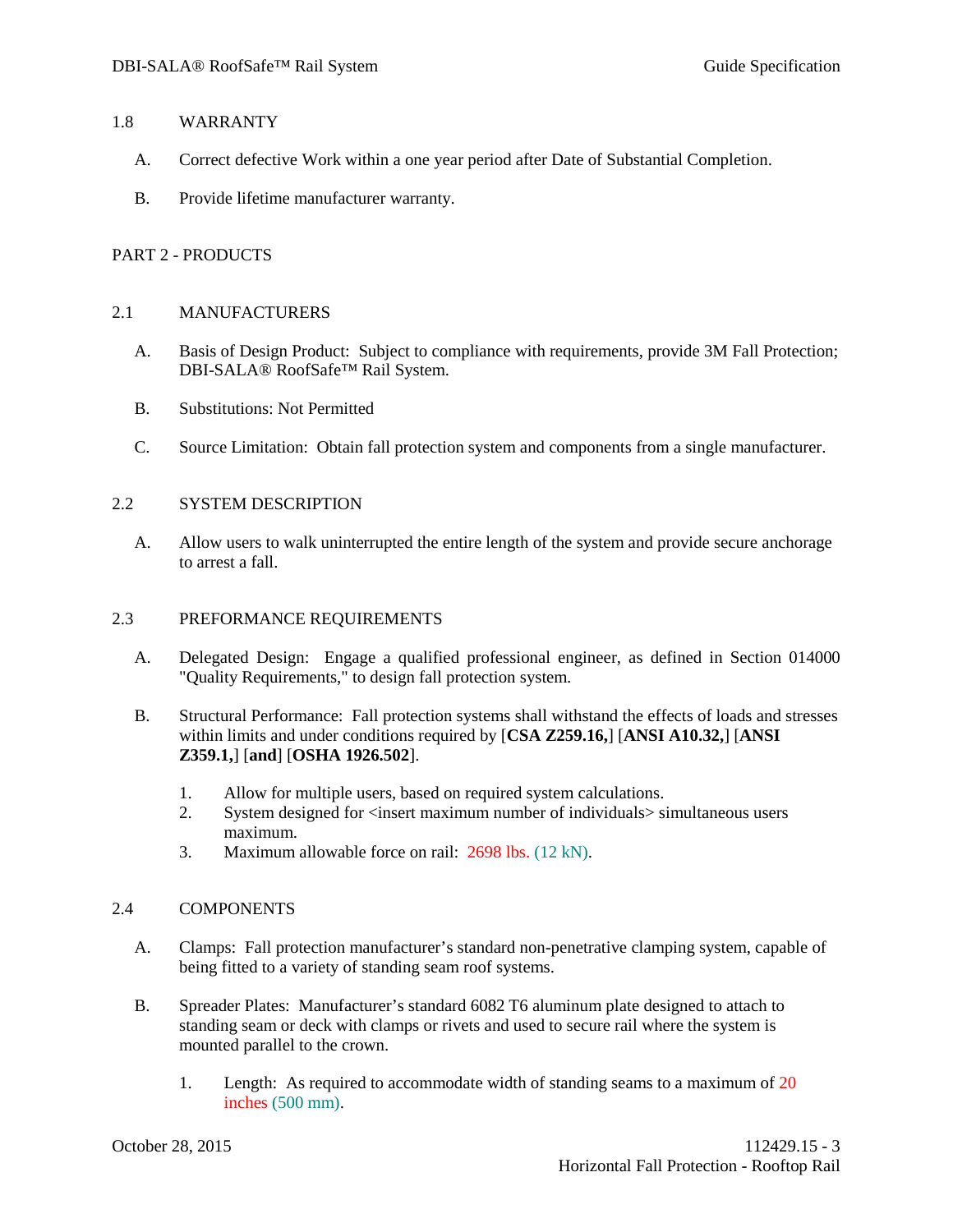## 1.8 WARRANTY

A. Correct defective Work within a one year period after Date of Substantial Completion.

B. Provide lifetime manufacturer warranty.

# PART 2 - PRODUCTS

## 2.1 MANUFACTURERS

A. Basis of Design Product: Subject to compliance with requirements, provide 3M Fall Protection; DBI-SALA® RoofSafe™ Rail System.

B. Substitutions: Not Permitted

C. Source Limitation: Obtain fall protection system and components from a single manufacturer.

## 2.2 SYSTEM DESCRIPTION

A. Allow users to walk uninterrupted the entire length of the system and provide secure anchorage to arrest a fall.

## 2.3 PREFORMANCE REQUIREMENTS

A. Delegated Design: Engage a qualified professional engineer, as defined in Section 014000 "Quality Requirements," to design fall protection system.

B. Structural Performance: Fall protection systems shall withstand the effects of loads and stresses within limits and under conditions required by [**CSA Z259.16,**] [**ANSI A10.32,**] [**ANSI Z359.1,**] [**and**] [**OSHA 1926.502**].

1. Allow for multiple users, based on required system calculations.
2. System designed for <insert maximum number of individuals> simultaneous users maximum.
3. Maximum allowable force on rail: 2698 lbs. (12 kN).

## 2.4 COMPONENTS

A. Clamps: Fall protection manufacturer's standard non-penetrative clamping system, capable of being fitted to a variety of standing seam roof systems.

B. Spreader Plates: Manufacturer's standard 6082 T6 aluminum plate designed to attach to standing seam or deck with clamps or rivets and used to secure rail where the system is mounted parallel to the crown.

1. Length: As required to accommodate width of standing seams to a maximum of 20 inches (500 mm).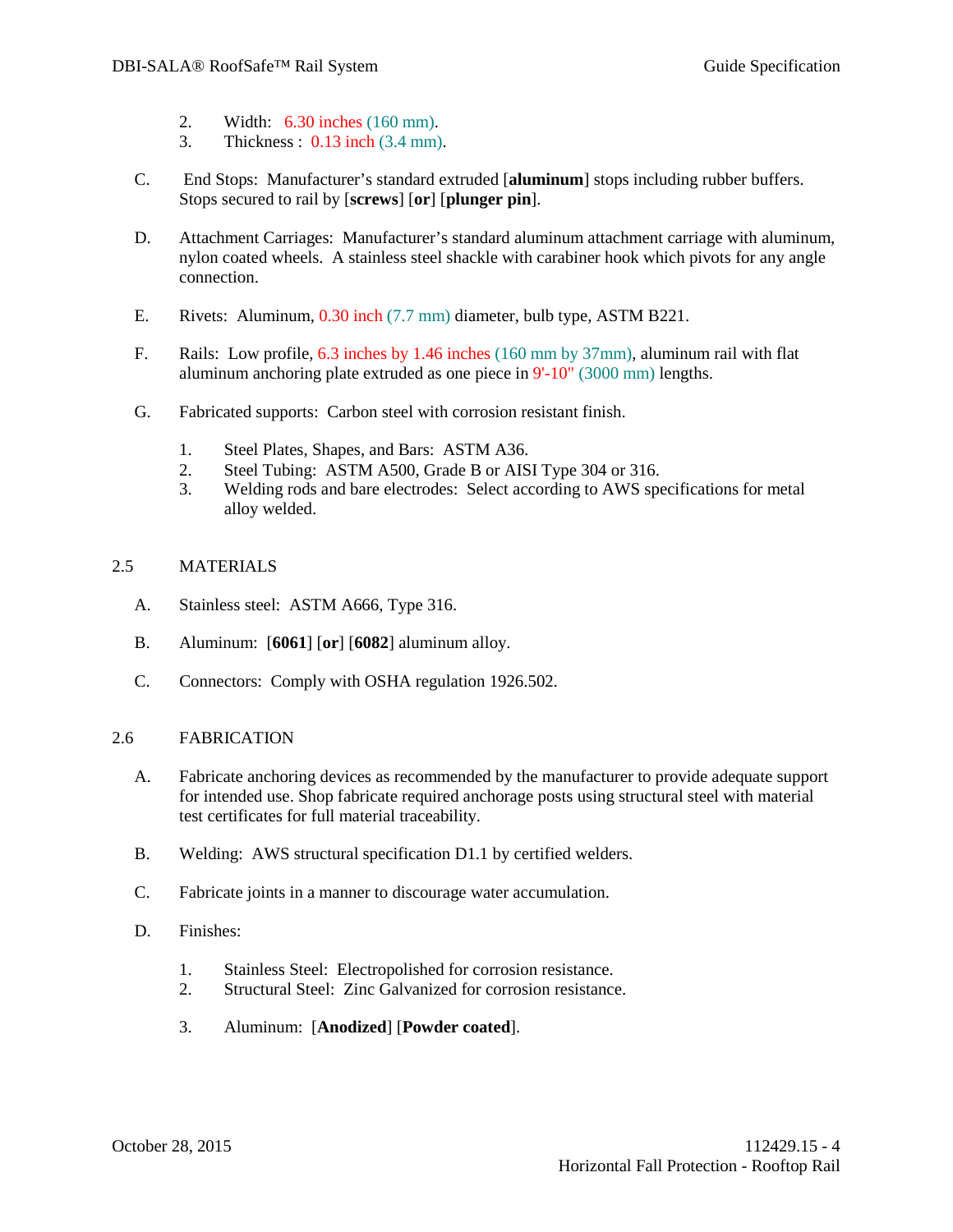2. Width: 6.30 inches (160 mm).
3. Thickness : 0.13 inch (3.4 mm).

C. End Stops: Manufacturer's standard extruded [**aluminum**] stops including rubber buffers. Stops secured to rail by [**screws**] [**or**] [**plunger pin**].

D. Attachment Carriages: Manufacturer's standard aluminum attachment carriage with aluminum, nylon coated wheels. A stainless steel shackle with carabiner hook which pivots for any angle connection.

E. Rivets: Aluminum, 0.30 inch (7.7 mm) diameter, bulb type, ASTM B221.

F. Rails: Low profile, 6.3 inches by 1.46 inches (160 mm by 37mm), aluminum rail with flat aluminum anchoring plate extruded as one piece in 9'-10" (3000 mm) lengths.

G. Fabricated supports: Carbon steel with corrosion resistant finish.

1. Steel Plates, Shapes, and Bars: ASTM A36.
2. Steel Tubing: ASTM A500, Grade B or AISI Type 304 or 316.
3. Welding rods and bare electrodes: Select according to AWS specifications for metal alloy welded.

## 2.5 MATERIALS

A. Stainless steel: ASTM A666, Type 316.

B. Aluminum: [**6061**] [**or**] [**6082**] aluminum alloy.

C. Connectors: Comply with OSHA regulation 1926.502.

## 2.6 FABRICATION

A. Fabricate anchoring devices as recommended by the manufacturer to provide adequate support for intended use. Shop fabricate required anchorage posts using structural steel with material test certificates for full material traceability.

B. Welding: AWS structural specification D1.1 by certified welders.

C. Fabricate joints in a manner to discourage water accumulation.

D. Finishes:

1. Stainless Steel: Electropolished for corrosion resistance.
2. Structural Steel: Zinc Galvanized for corrosion resistance.
3. Aluminum: [**Anodized**] [**Powder coated**].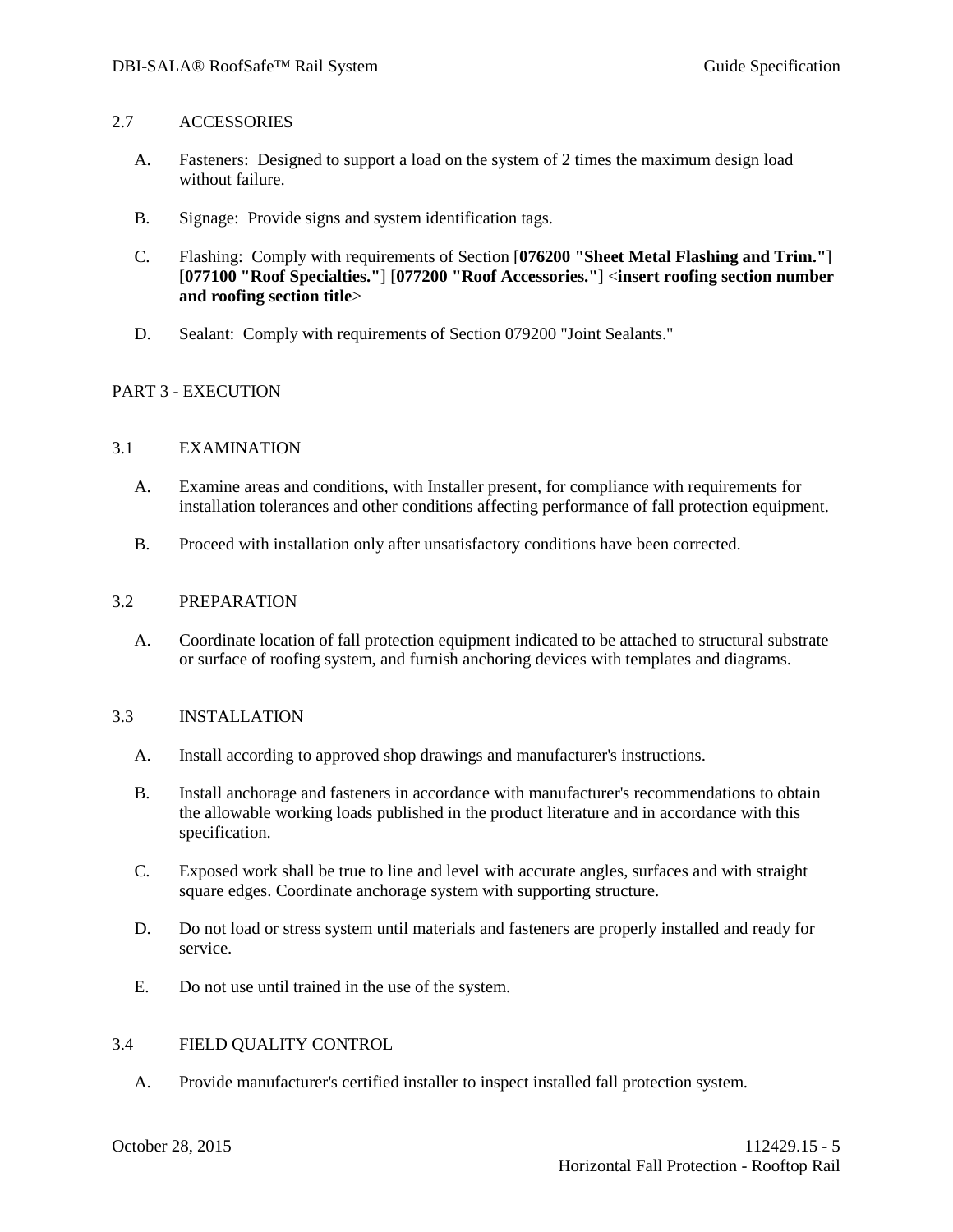## 2.7 ACCESSORIES

A. Fasteners: Designed to support a load on the system of 2 times the maximum design load without failure.

B. Signage: Provide signs and system identification tags.

C. Flashing: Comply with requirements of Section [**076200 "Sheet Metal Flashing and Trim."**] [**077100 "Roof Specialties."**] [**077200 "Roof Accessories."**] <**insert roofing section number and roofing section title**>

D. Sealant: Comply with requirements of Section 079200 "Joint Sealants."

# PART 3 - EXECUTION

## 3.1 EXAMINATION

A. Examine areas and conditions, with Installer present, for compliance with requirements for installation tolerances and other conditions affecting performance of fall protection equipment.

B. Proceed with installation only after unsatisfactory conditions have been corrected.

## 3.2 PREPARATION

A. Coordinate location of fall protection equipment indicated to be attached to structural substrate or surface of roofing system, and furnish anchoring devices with templates and diagrams.

## 3.3 INSTALLATION

A. Install according to approved shop drawings and manufacturer's instructions.

B. Install anchorage and fasteners in accordance with manufacturer's recommendations to obtain the allowable working loads published in the product literature and in accordance with this specification.

C. Exposed work shall be true to line and level with accurate angles, surfaces and with straight square edges. Coordinate anchorage system with supporting structure.

D. Do not load or stress system until materials and fasteners are properly installed and ready for service.

E. Do not use until trained in the use of the system.

## 3.4 FIELD QUALITY CONTROL

A. Provide manufacturer's certified installer to inspect installed fall protection system.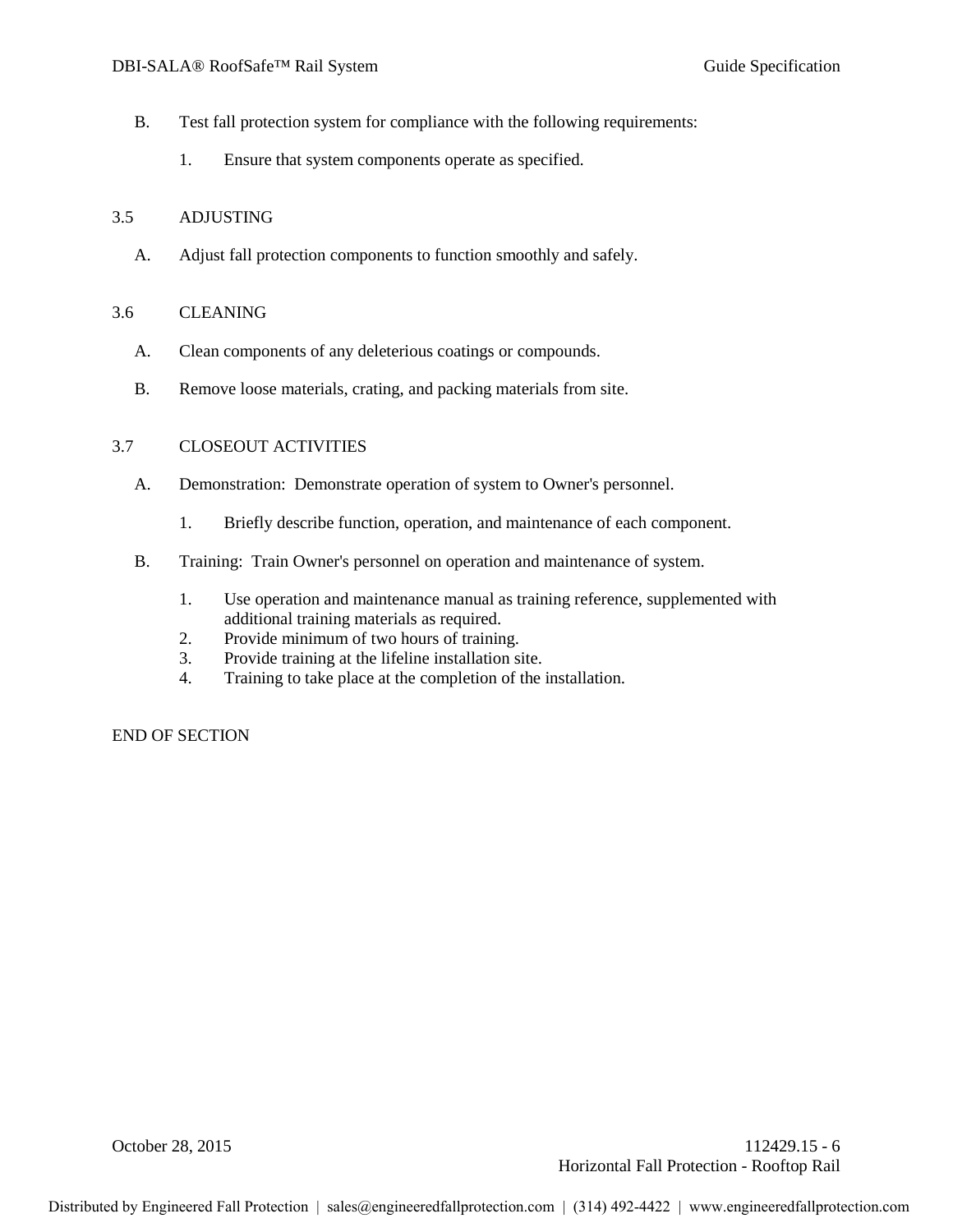B. Test fall protection system for compliance with the following requirements:

1. Ensure that system components operate as specified.

## 3.5 ADJUSTING

A. Adjust fall protection components to function smoothly and safely.

## 3.6 CLEANING

A. Clean components of any deleterious coatings or compounds.

B. Remove loose materials, crating, and packing materials from site.

## 3.7 CLOSEOUT ACTIVITIES

A. Demonstration: Demonstrate operation of system to Owner's personnel.

1. Briefly describe function, operation, and maintenance of each component.

B. Training: Train Owner's personnel on operation and maintenance of system.

1. Use operation and maintenance manual as training reference, supplemented with additional training materials as required.
2. Provide minimum of two hours of training.
3. Provide training at the lifeline installation site.
4. Training to take place at the completion of the installation.

END OF SECTION